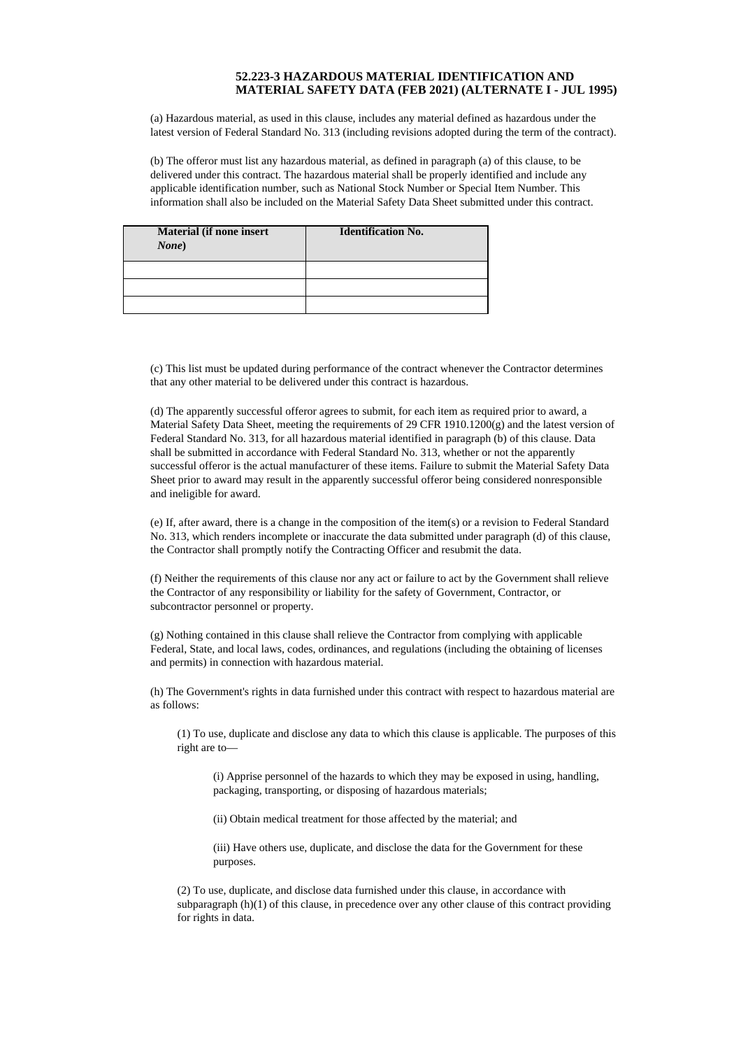### 52.223-3 HAZARDOUS MATERIAL IDENTIFICATION AND MATERIAL SAFETY DATA (FEB 2021) (ALTERNATE I - JUL 1995)

(a) Hazardous material, as used in this clause, includes any material defined as hazardous under the latest version of Federal Standard No. 313 (including revisions adopted during the term of the contract).

(b) The offeror must list any hazardous material, as defined in paragraph (a) of this clause, to be delivered under this contract. The hazardous material shall be properly identified and include any applicable identification number, such as National Stock Number or Special Item Number. This information shall also be included on the Material Safety Data Sheet submitted under this contract.

| **Material (if none insert *None*)** | **Identification No.** |
| --- | --- |
| | |
| | |
| | |

(c) This list must be updated during performance of the contract whenever the Contractor determines that any other material to be delivered under this contract is hazardous.

(d) The apparently successful offeror agrees to submit, for each item as required prior to award, a Material Safety Data Sheet, meeting the requirements of 29 CFR 1910.1200(g) and the latest version of Federal Standard No. 313, for all hazardous material identified in paragraph (b) of this clause. Data shall be submitted in accordance with Federal Standard No. 313, whether or not the apparently successful offeror is the actual manufacturer of these items. Failure to submit the Material Safety Data Sheet prior to award may result in the apparently successful offeror being considered nonresponsible and ineligible for award.

(e) If, after award, there is a change in the composition of the item(s) or a revision to Federal Standard No. 313, which renders incomplete or inaccurate the data submitted under paragraph (d) of this clause, the Contractor shall promptly notify the Contracting Officer and resubmit the data.

(f) Neither the requirements of this clause nor any act or failure to act by the Government shall relieve the Contractor of any responsibility or liability for the safety of Government, Contractor, or subcontractor personnel or property.

(g) Nothing contained in this clause shall relieve the Contractor from complying with applicable Federal, State, and local laws, codes, ordinances, and regulations (including the obtaining of licenses and permits) in connection with hazardous material.

(h) The Government's rights in data furnished under this contract with respect to hazardous material are as follows:

(1) To use, duplicate and disclose any data to which this clause is applicable. The purposes of this right are to—

(i) Apprise personnel of the hazards to which they may be exposed in using, handling, packaging, transporting, or disposing of hazardous materials;

(ii) Obtain medical treatment for those affected by the material; and

(iii) Have others use, duplicate, and disclose the data for the Government for these purposes.

(2) To use, duplicate, and disclose data furnished under this clause, in accordance with subparagraph (h)(1) of this clause, in precedence over any other clause of this contract providing for rights in data.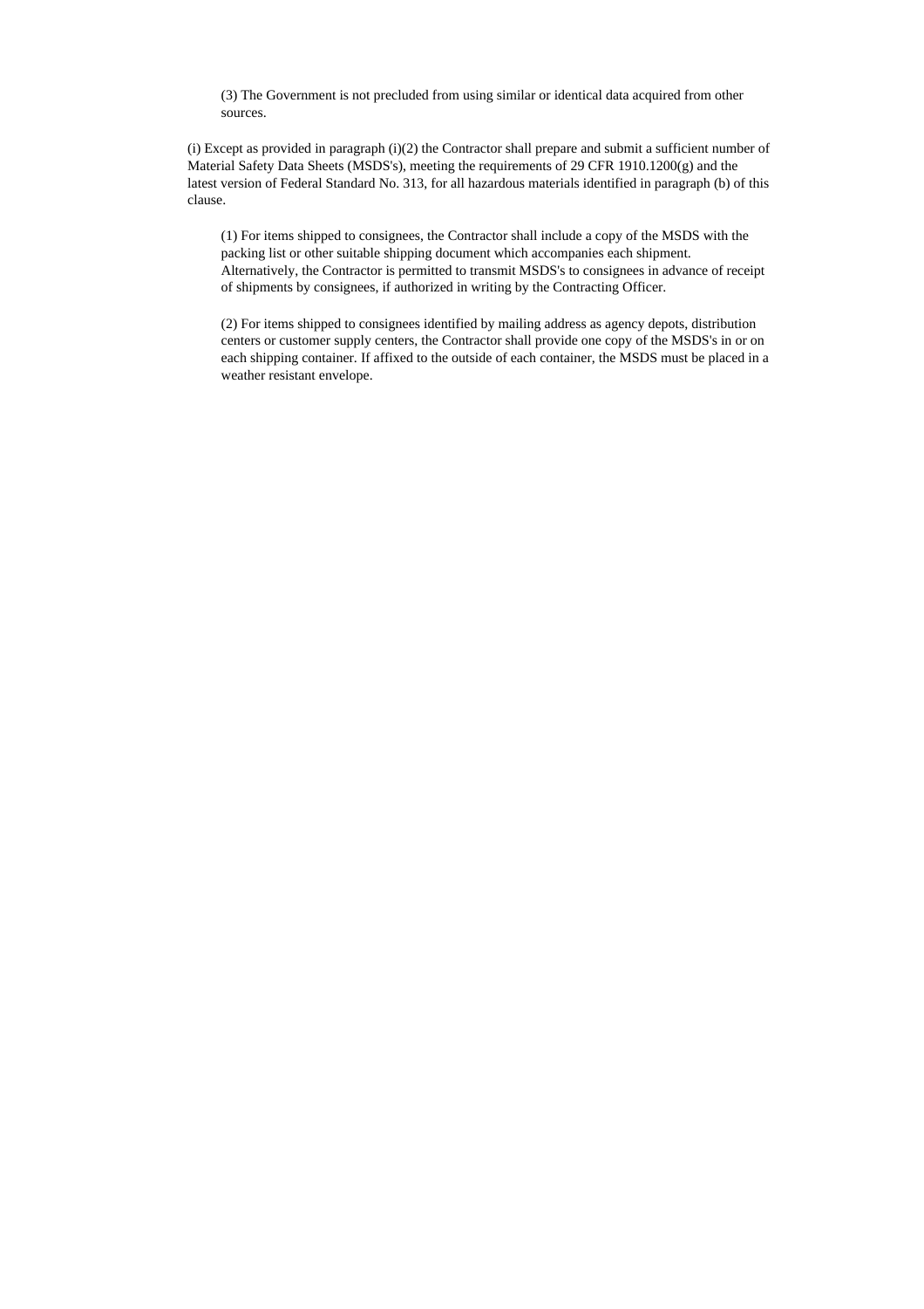(3) The Government is not precluded from using similar or identical data acquired from other sources.

(i) Except as provided in paragraph (i)(2) the Contractor shall prepare and submit a sufficient number of Material Safety Data Sheets (MSDS's), meeting the requirements of 29 CFR 1910.1200(g) and the latest version of Federal Standard No. 313, for all hazardous materials identified in paragraph (b) of this clause.

(1) For items shipped to consignees, the Contractor shall include a copy of the MSDS with the packing list or other suitable shipping document which accompanies each shipment. Alternatively, the Contractor is permitted to transmit MSDS's to consignees in advance of receipt of shipments by consignees, if authorized in writing by the Contracting Officer.

(2) For items shipped to consignees identified by mailing address as agency depots, distribution centers or customer supply centers, the Contractor shall provide one copy of the MSDS's in or on each shipping container. If affixed to the outside of each container, the MSDS must be placed in a weather resistant envelope.